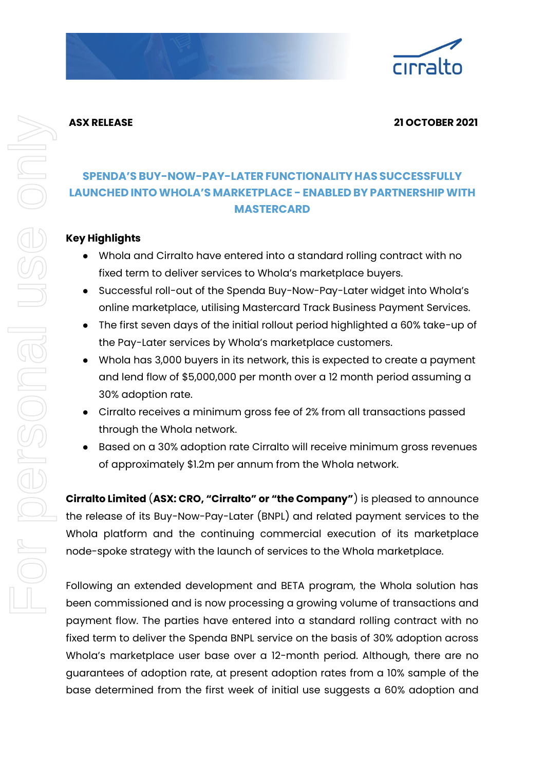**ASX RELEASE** **21 OCTOBER 2021**

# SPENDA'S BUY-NOW-PAY-LATER FUNCTIONALITY HAS SUCCESSFULLY LAUNCHED INTO WHOLA'S MARKETPLACE - ENABLED BY PARTNERSHIP WITH MASTERCARD

**Key Highlights**

- Whola and Cirralto have entered into a standard rolling contract with no fixed term to deliver services to Whola's marketplace buyers.
- Successful roll-out of the Spenda Buy-Now-Pay-Later widget into Whola's online marketplace, utilising Mastercard Track Business Payment Services.
- The first seven days of the initial rollout period highlighted a 60% take-up of the Pay-Later services by Whola's marketplace customers.
- Whola has 3,000 buyers in its network, this is expected to create a payment and lend flow of $5,000,000 per month over a 12 month period assuming a 30% adoption rate.
- Cirralto receives a minimum gross fee of 2% from all transactions passed through the Whola network.
- Based on a 30% adoption rate Cirralto will receive minimum gross revenues of approximately $1.2m per annum from the Whola network.

**Cirralto Limited** (**ASX: CRO, "Cirralto" or "the Company"**) is pleased to announce the release of its Buy-Now-Pay-Later (BNPL) and related payment services to the Whola platform and the continuing commercial execution of its marketplace node-spoke strategy with the launch of services to the Whola marketplace.

Following an extended development and BETA program, the Whola solution has been commissioned and is now processing a growing volume of transactions and payment flow. The parties have entered into a standard rolling contract with no fixed term to deliver the Spenda BNPL service on the basis of 30% adoption across Whola's marketplace user base over a 12-month period. Although, there are no guarantees of adoption rate, at present adoption rates from a 10% sample of the base determined from the first week of initial use suggests a 60% adoption and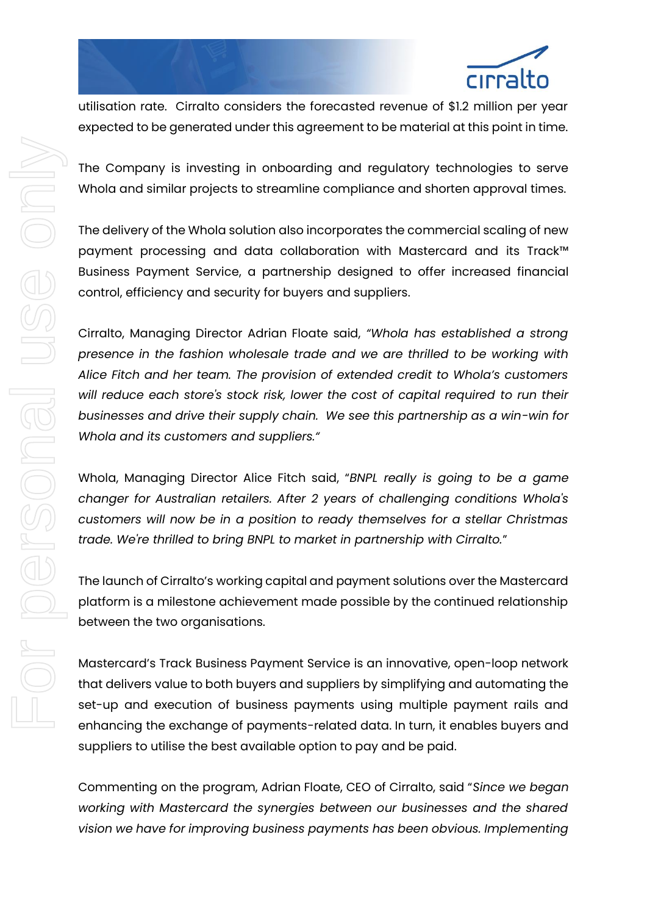utilisation rate. Cirralto considers the forecasted revenue of $1.2 million per year expected to be generated under this agreement to be material at this point in time.

The Company is investing in onboarding and regulatory technologies to serve Whola and similar projects to streamline compliance and shorten approval times.

The delivery of the Whola solution also incorporates the commercial scaling of new payment processing and data collaboration with Mastercard and its Track™ Business Payment Service, a partnership designed to offer increased financial control, efficiency and security for buyers and suppliers.

Cirralto, Managing Director Adrian Floate said, *"Whola has established a strong presence in the fashion wholesale trade and we are thrilled to be working with Alice Fitch and her team. The provision of extended credit to Whola's customers will reduce each store's stock risk, lower the cost of capital required to run their businesses and drive their supply chain. We see this partnership as a win-win for Whola and its customers and suppliers."*

Whola, Managing Director Alice Fitch said, "*BNPL really is going to be a game changer for Australian retailers. After 2 years of challenging conditions Whola's customers will now be in a position to ready themselves for a stellar Christmas trade. We're thrilled to bring BNPL to market in partnership with Cirralto.*"

The launch of Cirralto's working capital and payment solutions over the Mastercard platform is a milestone achievement made possible by the continued relationship between the two organisations.

Mastercard's Track Business Payment Service is an innovative, open-loop network that delivers value to both buyers and suppliers by simplifying and automating the set-up and execution of business payments using multiple payment rails and enhancing the exchange of payments-related data. In turn, it enables buyers and suppliers to utilise the best available option to pay and be paid.

Commenting on the program, Adrian Floate, CEO of Cirralto, said "*Since we began working with Mastercard the synergies between our businesses and the shared vision we have for improving business payments has been obvious. Implementing*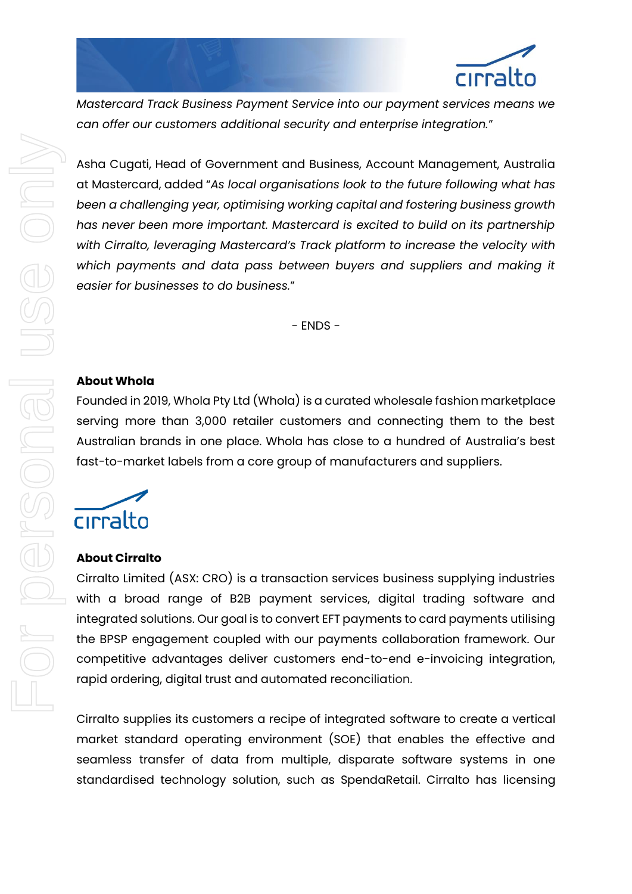*Mastercard Track Business Payment Service into our payment services means we can offer our customers additional security and enterprise integration."*

Asha Cugati, Head of Government and Business, Account Management, Australia at Mastercard, added "*As local organisations look to the future following what has been a challenging year, optimising working capital and fostering business growth has never been more important. Mastercard is excited to build on its partnership with Cirralto, leveraging Mastercard's Track platform to increase the velocity with which payments and data pass between buyers and suppliers and making it easier for businesses to do business.*"

- ENDS -

**About Whola**

Founded in 2019, Whola Pty Ltd (Whola) is a curated wholesale fashion marketplace serving more than 3,000 retailer customers and connecting them to the best Australian brands in one place. Whola has close to a hundred of Australia's best fast-to-market labels from a core group of manufacturers and suppliers.

**About Cirralto**

Cirralto Limited (ASX: CRO) is a transaction services business supplying industries with a broad range of B2B payment services, digital trading software and integrated solutions. Our goal is to convert EFT payments to card payments utilising the BPSP engagement coupled with our payments collaboration framework. Our competitive advantages deliver customers end-to-end e-invoicing integration, rapid ordering, digital trust and automated reconciliation.

Cirralto supplies its customers a recipe of integrated software to create a vertical market standard operating environment (SOE) that enables the effective and seamless transfer of data from multiple, disparate software systems in one standardised technology solution, such as SpendaRetail. Cirralto has licensing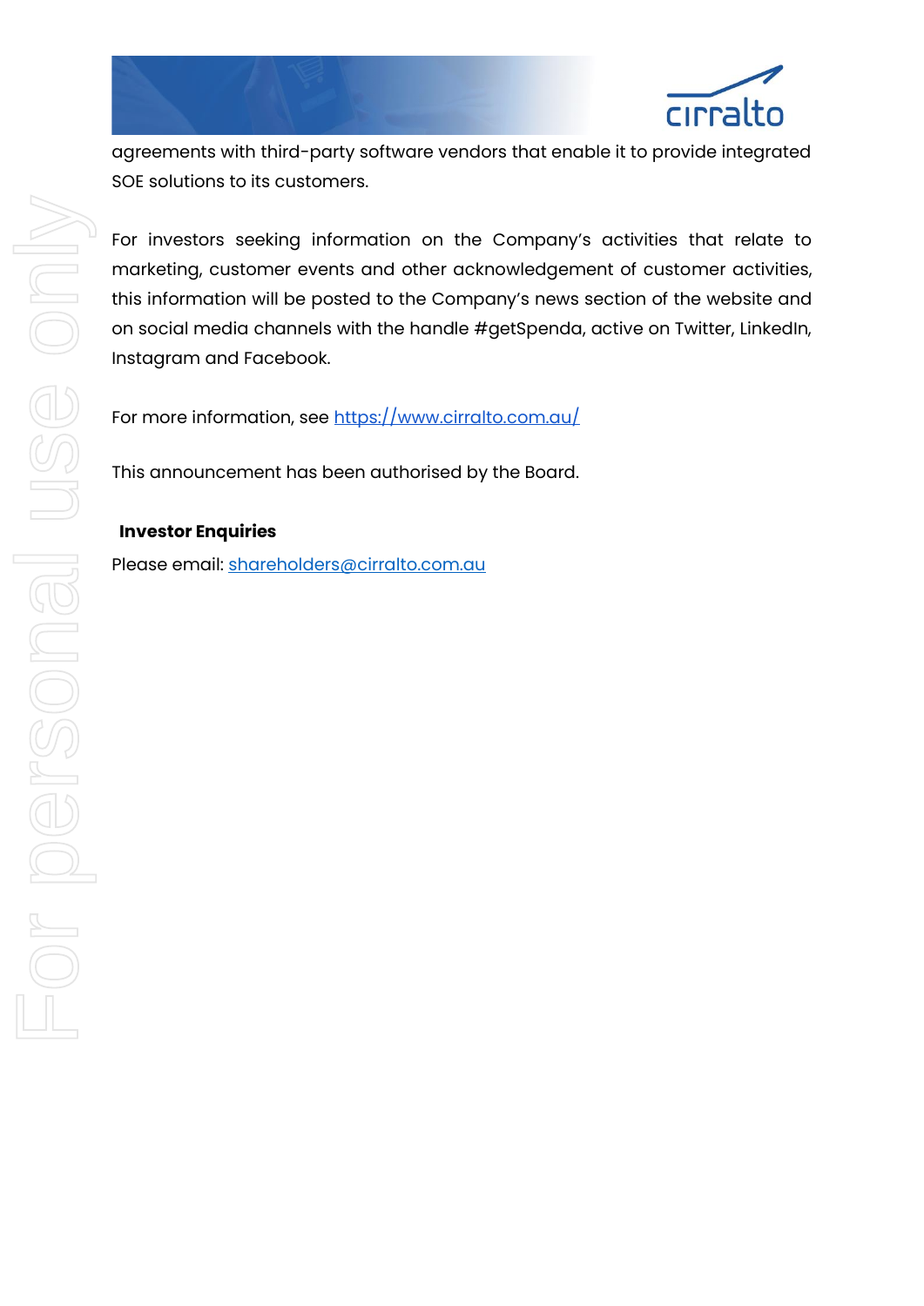agreements with third-party software vendors that enable it to provide integrated SOE solutions to its customers.

For investors seeking information on the Company's activities that relate to marketing, customer events and other acknowledgement of customer activities, this information will be posted to the Company's news section of the website and on social media channels with the handle #getSpenda, active on Twitter, LinkedIn, Instagram and Facebook.

For more information, see https://www.cirralto.com.au/

This announcement has been authorised by the Board.

**Investor Enquiries**

Please email: shareholders@cirralto.com.au